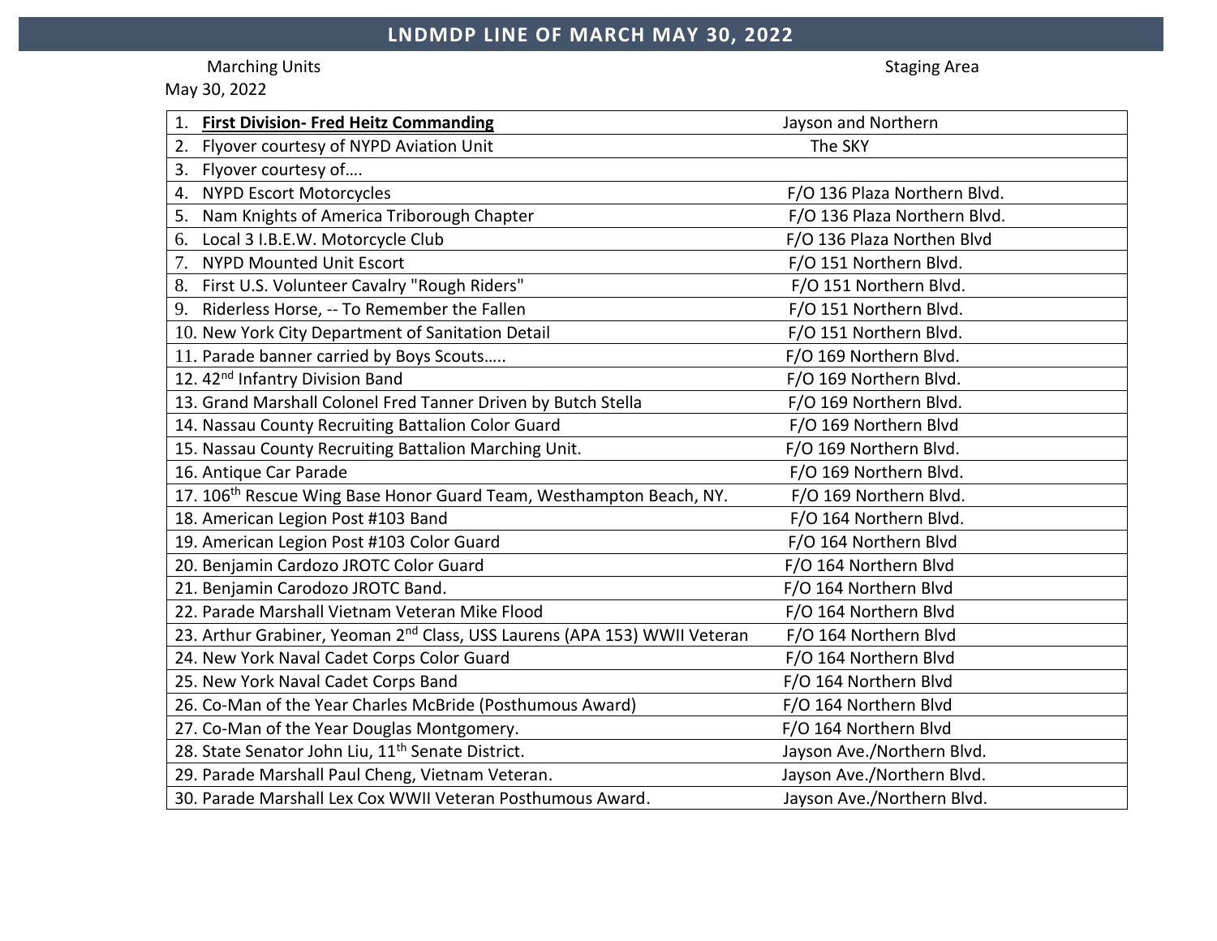# LNDMDP LINE OF MARCH MAY 30, 2022

May 30, 2022

| Marching Units | Staging Area |
|---|---|
| 1. **First Division- Fred Heitz Commanding** | Jayson and Northern |
| 2. Flyover courtesy of NYPD Aviation Unit | The SKY |
| 3. Flyover courtesy of…. | |
| 4. NYPD Escort Motorcycles | F/O 136 Plaza Northern Blvd. |
| 5. Nam Knights of America Triborough Chapter | F/O 136 Plaza Northern Blvd. |
| 6. Local 3 I.B.E.W. Motorcycle Club | F/O 136 Plaza Northen Blvd |
| 7. NYPD Mounted Unit Escort | F/O 151 Northern Blvd. |
| 8. First U.S. Volunteer Cavalry "Rough Riders" | F/O 151 Northern Blvd. |
| 9. Riderless Horse, -- To Remember the Fallen | F/O 151 Northern Blvd. |
| 10. New York City Department of Sanitation Detail | F/O 151 Northern Blvd. |
| 11. Parade banner carried by Boys Scouts….. | F/O 169 Northern Blvd. |
| 12. 42nd Infantry Division Band | F/O 169 Northern Blvd. |
| 13. Grand Marshall Colonel Fred Tanner Driven by Butch Stella | F/O 169 Northern Blvd. |
| 14. Nassau County Recruiting Battalion Color Guard | F/O 169 Northern Blvd |
| 15. Nassau County Recruiting Battalion Marching Unit. | F/O 169 Northern Blvd. |
| 16. Antique Car Parade | F/O 169 Northern Blvd. |
| 17. 106th Rescue Wing Base Honor Guard Team, Westhampton Beach, NY. | F/O 169 Northern Blvd. |
| 18. American Legion Post #103 Band | F/O 164 Northern Blvd. |
| 19. American Legion Post #103 Color Guard | F/O 164 Northern Blvd |
| 20. Benjamin Cardozo JROTC Color Guard | F/O 164 Northern Blvd |
| 21. Benjamin Carodozo JROTC Band. | F/O 164 Northern Blvd |
| 22. Parade Marshall Vietnam Veteran Mike Flood | F/O 164 Northern Blvd |
| 23. Arthur Grabiner, Yeoman 2nd Class, USS Laurens (APA 153) WWII Veteran | F/O 164 Northern Blvd |
| 24. New York Naval Cadet Corps Color Guard | F/O 164 Northern Blvd |
| 25. New York Naval Cadet Corps Band | F/O 164 Northern Blvd |
| 26. Co-Man of the Year Charles McBride (Posthumous Award) | F/O 164 Northern Blvd |
| 27. Co-Man of the Year Douglas Montgomery. | F/O 164 Northern Blvd |
| 28. State Senator John Liu, 11th Senate District. | Jayson Ave./Northern Blvd. |
| 29. Parade Marshall Paul Cheng, Vietnam Veteran. | Jayson Ave./Northern Blvd. |
| 30. Parade Marshall Lex Cox WWII Veteran Posthumous Award. | Jayson Ave./Northern Blvd. |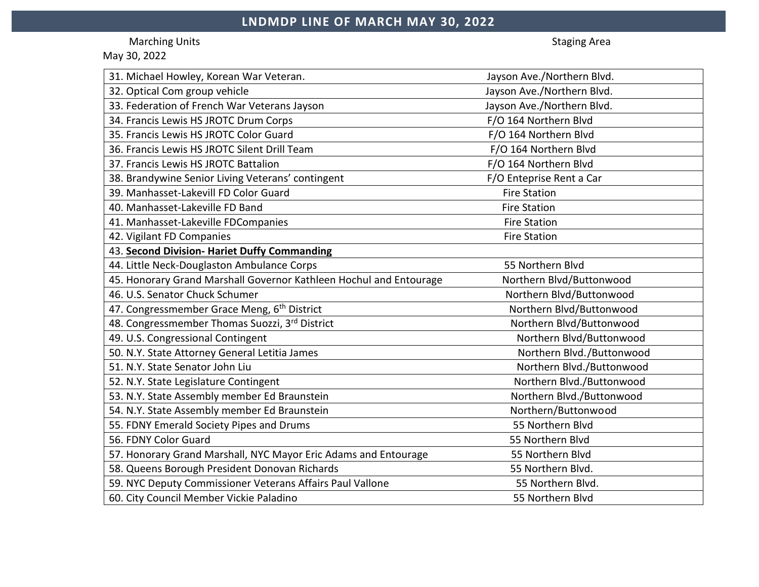# LNDMDP LINE OF MARCH MAY 30, 2022

| Marching Units<br>May 30, 2022 | Staging Area |
|---|---|
| 31. Michael Howley, Korean War Veteran. | Jayson Ave./Northern Blvd. |
| 32. Optical Com group vehicle | Jayson Ave./Northern Blvd. |
| 33. Federation of French War Veterans Jayson | Jayson Ave./Northern Blvd. |
| 34. Francis Lewis HS JROTC Drum Corps | F/O 164 Northern Blvd |
| 35. Francis Lewis HS JROTC Color Guard | F/O 164 Northern Blvd |
| 36. Francis Lewis HS JROTC Silent Drill Team | F/O 164 Northern Blvd |
| 37. Francis Lewis HS JROTC Battalion | F/O 164 Northern Blvd |
| 38. Brandywine Senior Living Veterans' contingent | F/O Enteprise Rent a Car |
| 39. Manhasset-Lakevill FD Color Guard | Fire Station |
| 40. Manhasset-Lakeville FD Band | Fire Station |
| 41. Manhasset-Lakeville FDCompanies | Fire Station |
| 42. Vigilant FD Companies | Fire Station |
| 43. **Second Division- Hariet Duffy Commanding** | |
| 44. Little Neck-Douglaston Ambulance Corps | 55 Northern Blvd |
| 45. Honorary Grand Marshall Governor Kathleen Hochul and Entourage | Northern Blvd/Buttonwood |
| 46. U.S. Senator Chuck Schumer | Northern Blvd/Buttonwood |
| 47. Congressmember Grace Meng, 6th District | Northern Blvd/Buttonwood |
| 48. Congressmember Thomas Suozzi, 3rd District | Northern Blvd/Buttonwood |
| 49. U.S. Congressional Contingent | Northern Blvd/Buttonwood |
| 50. N.Y. State Attorney General Letitia James | Northern Blvd./Buttonwood |
| 51. N.Y. State Senator John Liu | Northern Blvd./Buttonwood |
| 52. N.Y. State Legislature Contingent | Northern Blvd./Buttonwood |
| 53. N.Y. State Assembly member Ed Braunstein | Northern Blvd./Buttonwood |
| 54. N.Y. State Assembly member Ed Braunstein | Northern/Buttonwood |
| 55. FDNY Emerald Society Pipes and Drums | 55 Northern Blvd |
| 56. FDNY Color Guard | 55 Northern Blvd |
| 57. Honorary Grand Marshall, NYC Mayor Eric Adams and Entourage | 55 Northern Blvd |
| 58. Queens Borough President Donovan Richards | 55 Northern Blvd. |
| 59. NYC Deputy Commissioner Veterans Affairs Paul Vallone | 55 Northern Blvd. |
| 60. City Council Member Vickie Paladino | 55 Northern Blvd |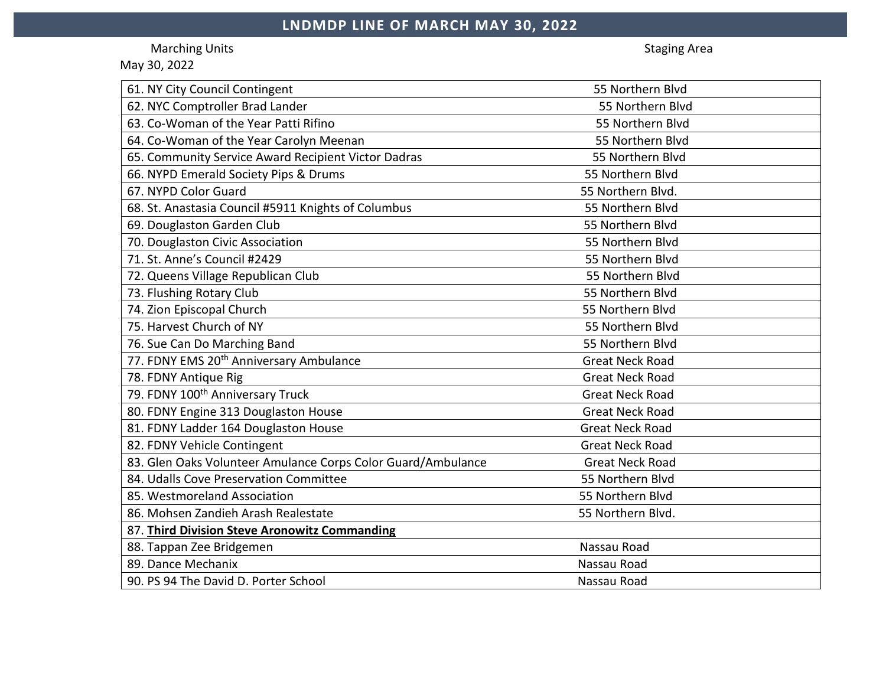## LNDMDP LINE OF MARCH MAY 30, 2022

Marching Units | Staging Area

May 30, 2022

| Marching Units | Staging Area |
|---|---|
| 61. NY City Council Contingent | 55 Northern Blvd |
| 62. NYC Comptroller Brad Lander | 55 Northern Blvd |
| 63. Co-Woman of the Year Patti Rifino | 55 Northern Blvd |
| 64. Co-Woman of the Year Carolyn Meenan | 55 Northern Blvd |
| 65. Community Service Award Recipient Victor Dadras | 55 Northern Blvd |
| 66. NYPD Emerald Society Pips & Drums | 55 Northern Blvd |
| 67. NYPD Color Guard | 55 Northern Blvd. |
| 68. St. Anastasia Council #5911 Knights of Columbus | 55 Northern Blvd |
| 69. Douglaston Garden Club | 55 Northern Blvd |
| 70. Douglaston Civic Association | 55 Northern Blvd |
| 71. St. Anne's Council #2429 | 55 Northern Blvd |
| 72. Queens Village Republican Club | 55 Northern Blvd |
| 73. Flushing Rotary Club | 55 Northern Blvd |
| 74. Zion Episcopal Church | 55 Northern Blvd |
| 75. Harvest Church of NY | 55 Northern Blvd |
| 76. Sue Can Do Marching Band | 55 Northern Blvd |
| 77. FDNY EMS 20th Anniversary Ambulance | Great Neck Road |
| 78. FDNY Antique Rig | Great Neck Road |
| 79. FDNY 100th Anniversary Truck | Great Neck Road |
| 80. FDNY Engine 313 Douglaston House | Great Neck Road |
| 81. FDNY Ladder 164 Douglaston House | Great Neck Road |
| 82. FDNY Vehicle Contingent | Great Neck Road |
| 83. Glen Oaks Volunteer Amulance Corps Color Guard/Ambulance | Great Neck Road |
| 84. Udalls Cove Preservation Committee | 55 Northern Blvd |
| 85. Westmoreland Association | 55 Northern Blvd |
| 86. Mohsen Zandieh Arash Realestate | 55 Northern Blvd. |
| 87. **Third Division Steve Aronowitz Commanding** | |
| 88. Tappan Zee Bridgemen | Nassau Road |
| 89. Dance Mechanix | Nassau Road |
| 90. PS 94 The David D. Porter School | Nassau Road |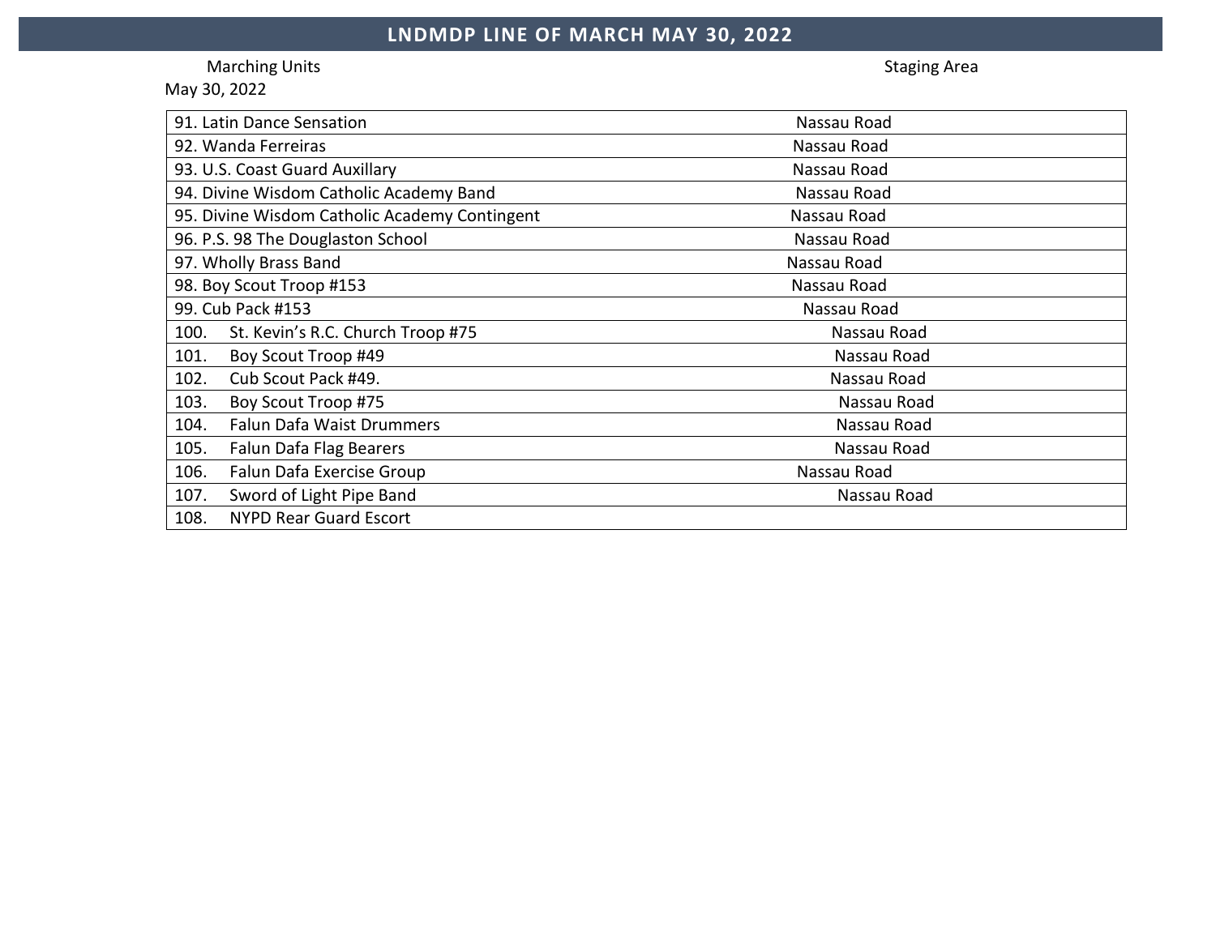## LNDMDP LINE OF MARCH MAY 30, 2022

Marching Units | Staging Area

May 30, 2022

| | |
|---|---|
| 91. Latin Dance Sensation | Nassau Road |
| 92. Wanda Ferreiras | Nassau Road |
| 93. U.S. Coast Guard Auxillary | Nassau Road |
| 94. Divine Wisdom Catholic Academy Band | Nassau Road |
| 95. Divine Wisdom Catholic Academy Contingent | Nassau Road |
| 96. P.S. 98 The Douglaston School | Nassau Road |
| 97. Wholly Brass Band | Nassau Road |
| 98. Boy Scout Troop #153 | Nassau Road |
| 99. Cub Pack #153 | Nassau Road |
| 100. St. Kevin's R.C. Church Troop #75 | Nassau Road |
| 101. Boy Scout Troop #49 | Nassau Road |
| 102. Cub Scout Pack #49. | Nassau Road |
| 103. Boy Scout Troop #75 | Nassau Road |
| 104. Falun Dafa Waist Drummers | Nassau Road |
| 105. Falun Dafa Flag Bearers | Nassau Road |
| 106. Falun Dafa Exercise Group | Nassau Road |
| 107. Sword of Light Pipe Band | Nassau Road |
| 108. NYPD Rear Guard Escort | |